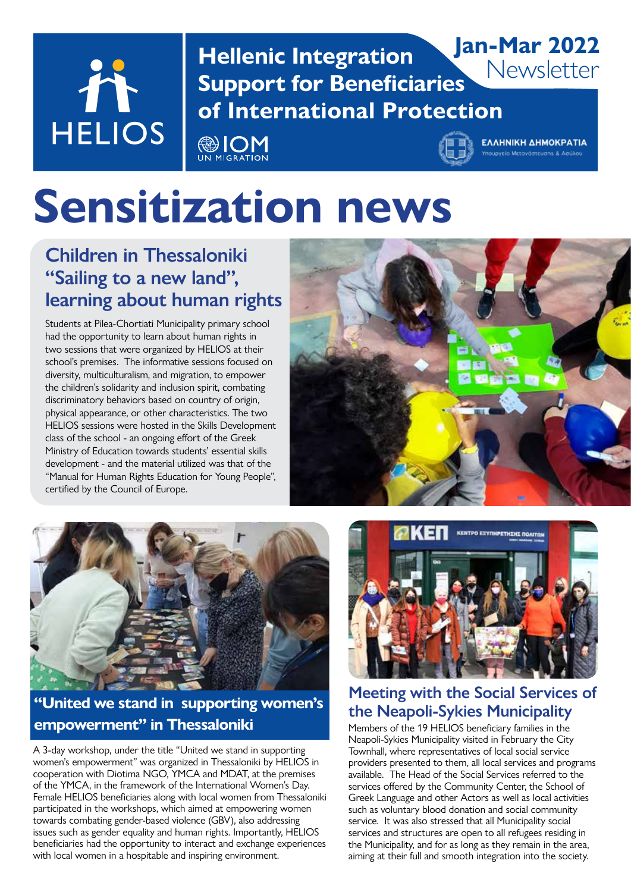HELIOS

# Hellenic Integration Support for Beneficiaries of International Protection

Jan-Mar 2022 Newsletter

IOM UN MIGRATION

ΕΛΛΗΝΙΚΗ ΔΗΜΟΚΡΑΤΙΑ
Υπουργείο Μετανάστευσης & Ασύλου

# Sensitization news

## Children in Thessaloniki "Sailing to a new land", learning about human rights

Students at Pilea-Chortiati Municipality primary school had the opportunity to learn about human rights in two sessions that were organized by HELIOS at their school's premises. The informative sessions focused on diversity, multiculturalism, and migration, to empower the children's solidarity and inclusion spirit, combating discriminatory behaviors based on country of origin, physical appearance, or other characteristics. The two HELIOS sessions were hosted in the Skills Development class of the school - an ongoing effort of the Greek Ministry of Education towards students' essential skills development - and the material utilized was that of the "Manual for Human Rights Education for Young People", certified by the Council of Europe.

## "United we stand in supporting women's empowerment" in Thessaloniki

A 3-day workshop, under the title "United we stand in supporting women's empowerment" was organized in Thessaloniki by HELIOS in cooperation with Diotima NGO, YMCA and MDAT, at the premises of the YMCA, in the framework of the International Women's Day. Female HELIOS beneficiaries along with local women from Thessaloniki participated in the workshops, which aimed at empowering women towards combating gender-based violence (GBV), also addressing issues such as gender equality and human rights. Importantly, HELIOS beneficiaries had the opportunity to interact and exchange experiences with local women in a hospitable and inspiring environment.

## Meeting with the Social Services of the Neapoli-Sykies Municipality

Members of the 19 HELIOS beneficiary families in the Neapoli-Sykies Municipality visited in February the City Townhall, where representatives of local social service providers presented to them, all local services and programs available. The Head of the Social Services referred to the services offered by the Community Center, the School of Greek Language and other Actors as well as local activities such as voluntary blood donation and social community service. It was also stressed that all Municipality social services and structures are open to all refugees residing in the Municipality, and for as long as they remain in the area, aiming at their full and smooth integration into the society.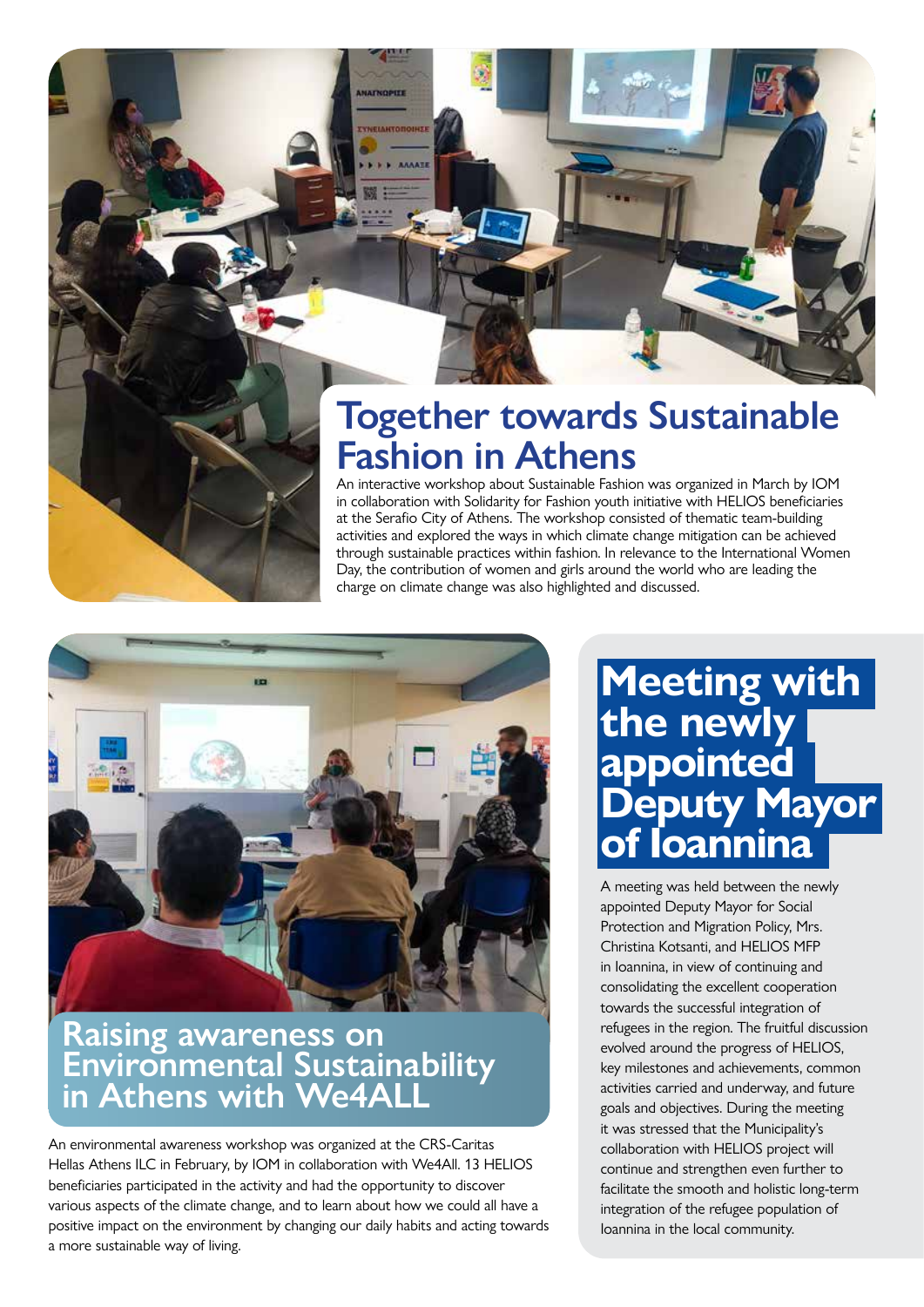## Together towards Sustainable Fashion in Athens

An interactive workshop about Sustainable Fashion was organized in March by IOM in collaboration with Solidarity for Fashion youth initiative with HELIOS beneficiaries at the Serafio City of Athens. The workshop consisted of thematic team-building activities and explored the ways in which climate change mitigation can be achieved through sustainable practices within fashion. In relevance to the International Women Day, the contribution of women and girls around the world who are leading the charge on climate change was also highlighted and discussed.

## Raising awareness on Environmental Sustainability in Athens with We4ALL

An environmental awareness workshop was organized at the CRS-Caritas Hellas Athens ILC in February, by IOM in collaboration with We4All. 13 HELIOS beneficiaries participated in the activity and had the opportunity to discover various aspects of the climate change, and to learn about how we could all have a positive impact on the environment by changing our daily habits and acting towards a more sustainable way of living.

## Meeting with the newly appointed Deputy Mayor of Ioannina

A meeting was held between the newly appointed Deputy Mayor for Social Protection and Migration Policy, Mrs. Christina Kotsanti, and HELIOS MFP in Ioannina, in view of continuing and consolidating the excellent cooperation towards the successful integration of refugees in the region. The fruitful discussion evolved around the progress of HELIOS, key milestones and achievements, common activities carried and underway, and future goals and objectives. During the meeting it was stressed that the Municipality's collaboration with HELIOS project will continue and strengthen even further to facilitate the smooth and holistic long-term integration of the refugee population of Ioannina in the local community.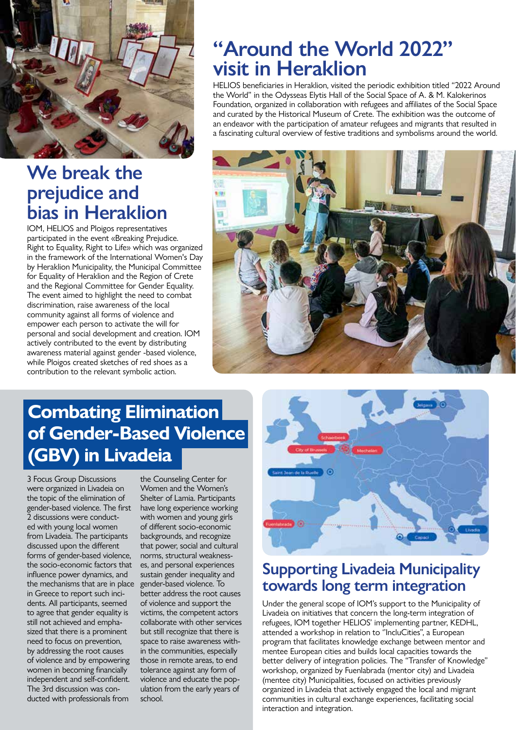## We break the prejudice and bias in Heraklion

IOM, HELIOS and Ploigos representatives participated in the event «Breaking Prejudice. Right to Equality, Right to Life» which was organized in the framework of the International Women's Day by Heraklion Municipality, the Municipal Committee for Equality of Heraklion and the Region of Crete and the Regional Committee for Gender Equality. The event aimed to highlight the need to combat discrimination, raise awareness of the local community against all forms of violence and empower each person to activate the will for personal and social development and creation. IOM actively contributed to the event by distributing awareness material against gender -based violence, while Ploigos created sketches of red shoes as a contribution to the relevant symbolic action.

## "Around the World 2022" visit in Heraklion

HELIOS beneficiaries in Heraklion, visited the periodic exhibition titled "2022 Around the World" in the Odysseas Elytis Hall of the Social Space of A. & M. Kalokerinos Foundation, organized in collaboration with refugees and affiliates of the Social Space and curated by the Historical Museum of Crete. The exhibition was the outcome of an endeavor with the participation of amateur refugees and migrants that resulted in a fascinating cultural overview of festive traditions and symbolisms around the world.

## Combating Elimination of Gender-Based Violence (GBV) in Livadeia

3 Focus Group Discussions were organized in Livadeia on the topic of the elimination of gender-based violence. The first 2 discussions were conducted with young local women from Livadeia. The participants discussed upon the different forms of gender-based violence, the socio-economic factors that influence power dynamics, and the mechanisms that are in place in Greece to report such incidents. All participants, seemed to agree that gender equality is still not achieved and emphasized that there is a prominent need to focus on prevention, by addressing the root causes of violence and by empowering women in becoming financially independent and self-confident. The 3rd discussion was conducted with professionals from the Counseling Center for Women and the Women's Shelter of Lamia. Participants have long experience working with women and young girls of different socio-economic backgrounds, and recognize that power, social and cultural norms, structural weaknesses, and personal experiences sustain gender inequality and gender-based violence. To better address the root causes of violence and support the victims, the competent actors collaborate with other services but still recognize that there is space to raise awareness within the communities, especially those in remote areas, to end tolerance against any form of violence and educate the population from the early years of school.

## Supporting Livadeia Municipality towards long term integration

Under the general scope of IOM's support to the Municipality of Livadeia on initiatives that concern the long-term integration of refugees, IOM together HELIOS' implementing partner, KEDHL, attended a workshop in relation to "IncluCities", a European program that facilitates knowledge exchange between mentor and mentee European cities and builds local capacities towards the better delivery of integration policies. The "Transfer of Knowledge" workshop, organized by Fuenlabrada (mentor city) and Livadeia (mentee city) Municipalities, focused on activities previously organized in Livadeia that actively engaged the local and migrant communities in cultural exchange experiences, facilitating social interaction and integration.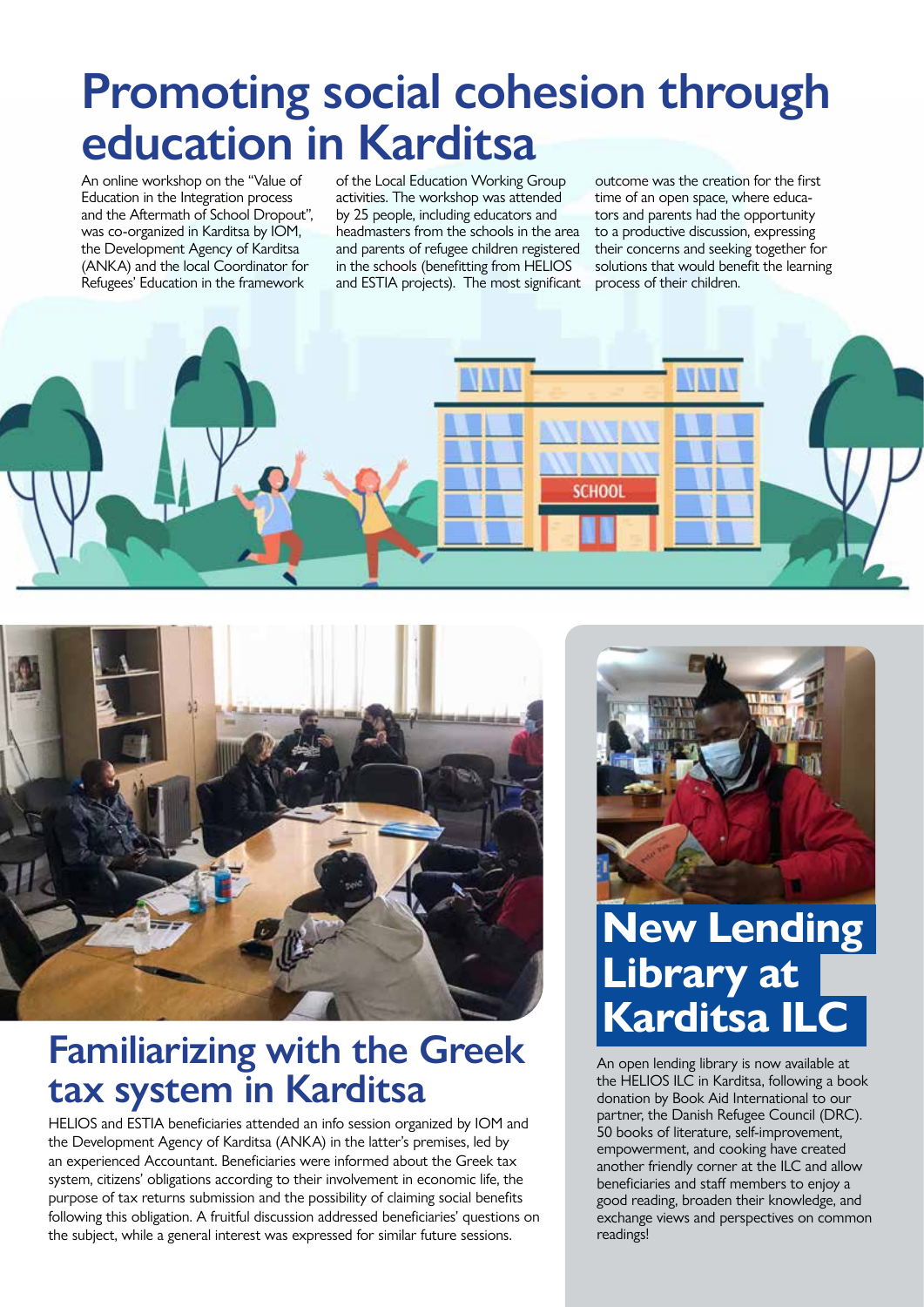# Promoting social cohesion through education in Karditsa

An online workshop on the "Value of Education in the Integration process and the Aftermath of School Dropout", was co-organized in Karditsa by IOM, the Development Agency of Karditsa (ANKA) and the local Coordinator for Refugees' Education in the framework of the Local Education Working Group activities. The workshop was attended by 25 people, including educators and headmasters from the schools in the area and parents of refugee children registered in the schools (benefitting from HELIOS and ESTIA projects). The most significant outcome was the creation for the first time of an open space, where educators and parents had the opportunity to a productive discussion, expressing their concerns and seeking together for solutions that would benefit the learning process of their children.

## Familiarizing with the Greek tax system in Karditsa

HELIOS and ESTIA beneficiaries attended an info session organized by IOM and the Development Agency of Karditsa (ANKA) in the latter's premises, led by an experienced Accountant. Beneficiaries were informed about the Greek tax system, citizens' obligations according to their involvement in economic life, the purpose of tax returns submission and the possibility of claiming social benefits following this obligation. A fruitful discussion addressed beneficiaries' questions on the subject, while a general interest was expressed for similar future sessions.

## New Lending Library at Karditsa ILC

An open lending library is now available at the HELIOS ILC in Karditsa, following a book donation by Book Aid International to our partner, the Danish Refugee Council (DRC). 50 books of literature, self-improvement, empowerment, and cooking have created another friendly corner at the ILC and allow beneficiaries and staff members to enjoy a good reading, broaden their knowledge, and exchange views and perspectives on common readings!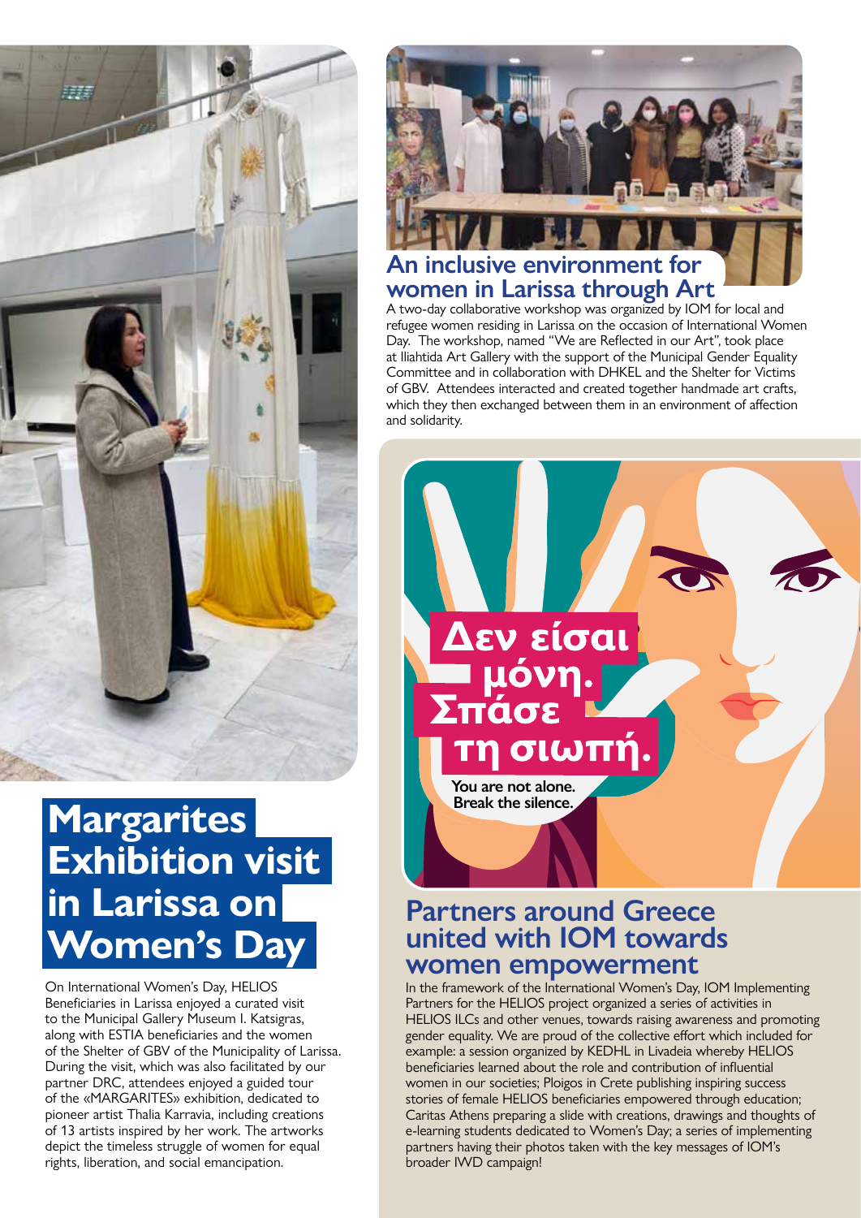## Margarites Exhibition visit in Larissa on Women's Day

On International Women's Day, HELIOS Beneficiaries in Larissa enjoyed a curated visit to the Municipal Gallery Museum I. Katsigras, along with ESTIA beneficiaries and the women of the Shelter of GBV of the Municipality of Larissa. During the visit, which was also facilitated by our partner DRC, attendees enjoyed a guided tour of the «MARGARITES» exhibition, dedicated to pioneer artist Thalia Karravia, including creations of 13 artists inspired by her work. The artworks depict the timeless struggle of women for equal rights, liberation, and social emancipation.

## An inclusive environment for women in Larissa through Art

A two-day collaborative workshop was organized by IOM for local and refugee women residing in Larissa on the occasion of International Women Day. The workshop, named "We are Reflected in our Art", took place at Iliahtida Art Gallery with the support of the Municipal Gender Equality Committee and in collaboration with DHKEL and the Shelter for Victims of GBV. Attendees interacted and created together handmade art crafts, which they then exchanged between them in an environment of affection and solidarity.

**Δεν είσαι μόνη. Σπάσε τη σιωπή.**

**You are not alone. Break the silence.**

## Partners around Greece united with IOM towards women empowerment

In the framework of the International Women's Day, IOM Implementing Partners for the HELIOS project organized a series of activities in HELIOS ILCs and other venues, towards raising awareness and promoting gender equality. We are proud of the collective effort which included for example: a session organized by KEDHL in Livadeia whereby HELIOS beneficiaries learned about the role and contribution of influential women in our societies; Ploigos in Crete publishing inspiring success stories of female HELIOS beneficiaries empowered through education; Caritas Athens preparing a slide with creations, drawings and thoughts of e-learning students dedicated to Women's Day; a series of implementing partners having their photos taken with the key messages of IOM's broader IWD campaign!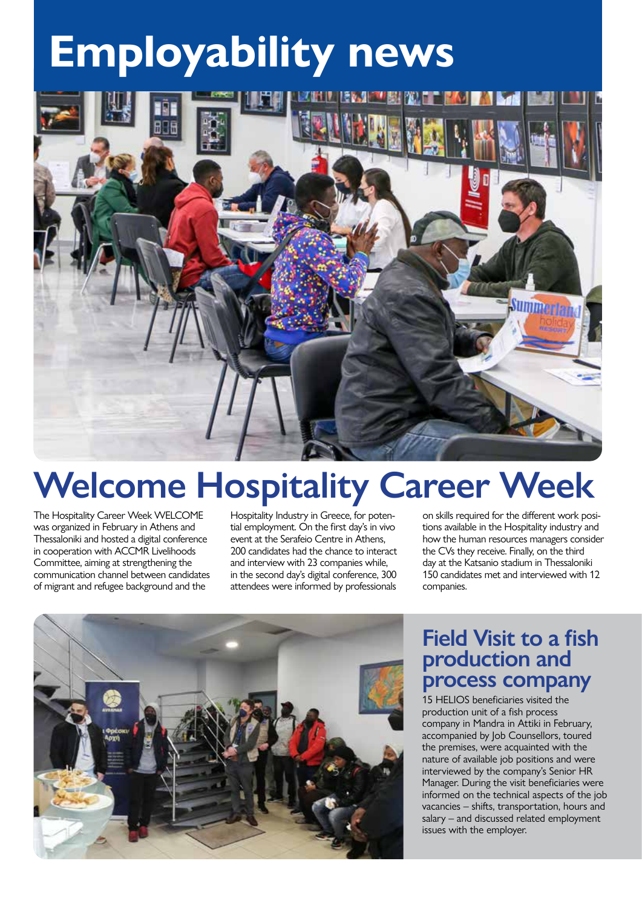# Employability news

## Welcome Hospitality Career Week

The Hospitality Career Week WELCOME was organized in February in Athens and Thessaloniki and hosted a digital conference in cooperation with ACCMR Livelihoods Committee, aiming at strengthening the communication channel between candidates of migrant and refugee background and the Hospitality Industry in Greece, for potential employment. On the first day's in vivo event at the Serafeio Centre in Athens, 200 candidates had the chance to interact and interview with 23 companies while, in the second day's digital conference, 300 attendees were informed by professionals on skills required for the different work positions available in the Hospitality industry and how the human resources managers consider the CVs they receive. Finally, on the third day at the Katsanio stadium in Thessaloniki 150 candidates met and interviewed with 12 companies.

## Field Visit to a fish production and process company

15 HELIOS beneficiaries visited the production unit of a fish process company in Mandra in Attiki in February, accompanied by Job Counsellors, toured the premises, were acquainted with the nature of available job positions and were interviewed by the company's Senior HR Manager. During the visit beneficiaries were informed on the technical aspects of the job vacancies – shifts, transportation, hours and salary – and discussed related employment issues with the employer.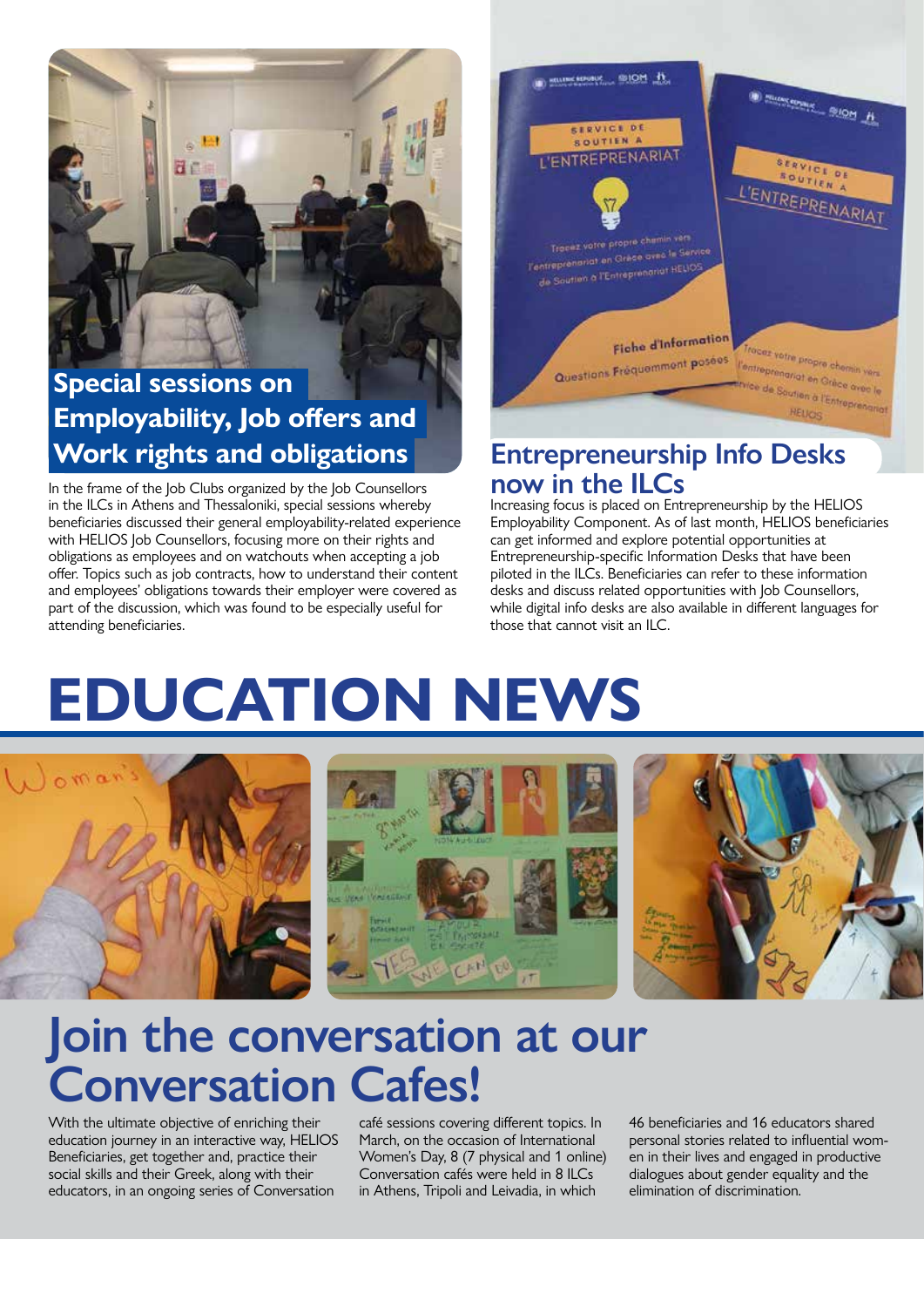## Special sessions on Employability, Job offers and Work rights and obligations

In the frame of the Job Clubs organized by the Job Counsellors in the ILCs in Athens and Thessaloniki, special sessions whereby beneficiaries discussed their general employability-related experience with HELIOS Job Counsellors, focusing more on their rights and obligations as employees and on watchouts when accepting a job offer. Topics such as job contracts, how to understand their content and employees' obligations towards their employer were covered as part of the discussion, which was found to be especially useful for attending beneficiaries.

## Entrepreneurship Info Desks now in the ILCs

Increasing focus is placed on Entrepreneurship by the HELIOS Employability Component. As of last month, HELIOS beneficiaries can get informed and explore potential opportunities at Entrepreneurship-specific Information Desks that have been piloted in the ILCs. Beneficiaries can refer to these information desks and discuss related opportunities with Job Counsellors, while digital info desks are also available in different languages for those that cannot visit an ILC.

# EDUCATION NEWS

## Join the conversation at our Conversation Cafes!

With the ultimate objective of enriching their education journey in an interactive way, HELIOS Beneficiaries, get together and, practice their social skills and their Greek, along with their educators, in an ongoing series of Conversation café sessions covering different topics. In March, on the occasion of International Women's Day, 8 (7 physical and 1 online) Conversation cafés were held in 8 ILCs in Athens, Tripoli and Leivadia, in which 46 beneficiaries and 16 educators shared personal stories related to influential women in their lives and engaged in productive dialogues about gender equality and the elimination of discrimination.